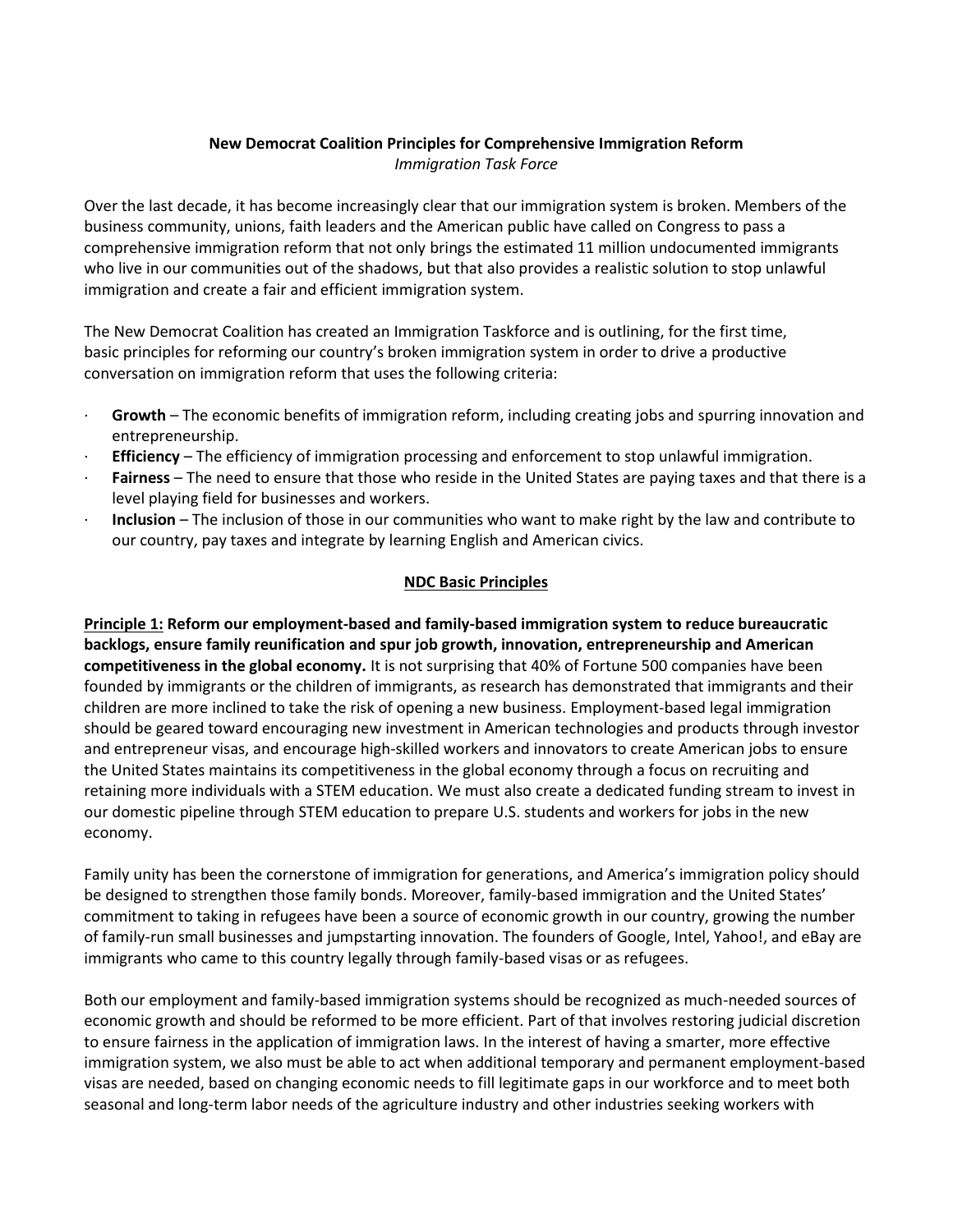**New Democrat Coalition Principles for Comprehensive Immigration Reform**
*Immigration Task Force*

Over the last decade, it has become increasingly clear that our immigration system is broken. Members of the business community, unions, faith leaders and the American public have called on Congress to pass a comprehensive immigration reform that not only brings the estimated 11 million undocumented immigrants who live in our communities out of the shadows, but that also provides a realistic solution to stop unlawful immigration and create a fair and efficient immigration system.

The New Democrat Coalition has created an Immigration Taskforce and is outlining, for the first time, basic principles for reforming our country's broken immigration system in order to drive a productive conversation on immigration reform that uses the following criteria:

- **Growth** – The economic benefits of immigration reform, including creating jobs and spurring innovation and entrepreneurship.
- **Efficiency** – The efficiency of immigration processing and enforcement to stop unlawful immigration.
- **Fairness** – The need to ensure that those who reside in the United States are paying taxes and that there is a level playing field for businesses and workers.
- **Inclusion** – The inclusion of those in our communities who want to make right by the law and contribute to our country, pay taxes and integrate by learning English and American civics.

**NDC Basic Principles**

**Principle 1: Reform our employment-based and family-based immigration system to reduce bureaucratic backlogs, ensure family reunification and spur job growth, innovation, entrepreneurship and American competitiveness in the global economy.** It is not surprising that 40% of Fortune 500 companies have been founded by immigrants or the children of immigrants, as research has demonstrated that immigrants and their children are more inclined to take the risk of opening a new business. Employment-based legal immigration should be geared toward encouraging new investment in American technologies and products through investor and entrepreneur visas, and encourage high-skilled workers and innovators to create American jobs to ensure the United States maintains its competitiveness in the global economy through a focus on recruiting and retaining more individuals with a STEM education. We must also create a dedicated funding stream to invest in our domestic pipeline through STEM education to prepare U.S. students and workers for jobs in the new economy.

Family unity has been the cornerstone of immigration for generations, and America's immigration policy should be designed to strengthen those family bonds. Moreover, family-based immigration and the United States' commitment to taking in refugees have been a source of economic growth in our country, growing the number of family-run small businesses and jumpstarting innovation. The founders of Google, Intel, Yahoo!, and eBay are immigrants who came to this country legally through family-based visas or as refugees.

Both our employment and family-based immigration systems should be recognized as much-needed sources of economic growth and should be reformed to be more efficient. Part of that involves restoring judicial discretion to ensure fairness in the application of immigration laws. In the interest of having a smarter, more effective immigration system, we also must be able to act when additional temporary and permanent employment-based visas are needed, based on changing economic needs to fill legitimate gaps in our workforce and to meet both seasonal and long-term labor needs of the agriculture industry and other industries seeking workers with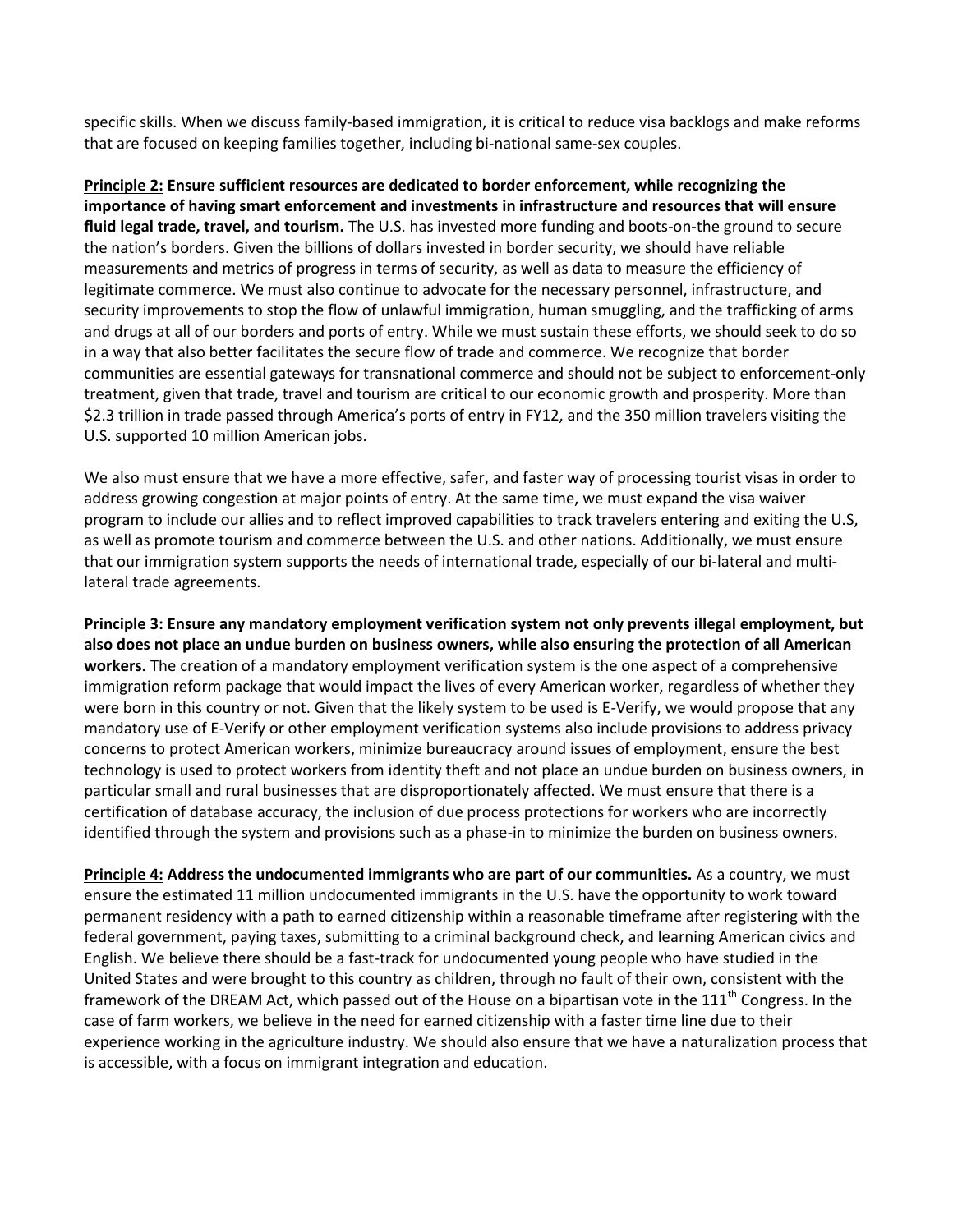specific skills. When we discuss family-based immigration, it is critical to reduce visa backlogs and make reforms that are focused on keeping families together, including bi-national same-sex couples.

**Principle 2: Ensure sufficient resources are dedicated to border enforcement, while recognizing the importance of having smart enforcement and investments in infrastructure and resources that will ensure fluid legal trade, travel, and tourism.** The U.S. has invested more funding and boots-on-the ground to secure the nation's borders. Given the billions of dollars invested in border security, we should have reliable measurements and metrics of progress in terms of security, as well as data to measure the efficiency of legitimate commerce. We must also continue to advocate for the necessary personnel, infrastructure, and security improvements to stop the flow of unlawful immigration, human smuggling, and the trafficking of arms and drugs at all of our borders and ports of entry. While we must sustain these efforts, we should seek to do so in a way that also better facilitates the secure flow of trade and commerce. We recognize that border communities are essential gateways for transnational commerce and should not be subject to enforcement-only treatment, given that trade, travel and tourism are critical to our economic growth and prosperity. More than $2.3 trillion in trade passed through America's ports of entry in FY12, and the 350 million travelers visiting the U.S. supported 10 million American jobs.

We also must ensure that we have a more effective, safer, and faster way of processing tourist visas in order to address growing congestion at major points of entry. At the same time, we must expand the visa waiver program to include our allies and to reflect improved capabilities to track travelers entering and exiting the U.S, as well as promote tourism and commerce between the U.S. and other nations. Additionally, we must ensure that our immigration system supports the needs of international trade, especially of our bi-lateral and multi-lateral trade agreements.

**Principle 3: Ensure any mandatory employment verification system not only prevents illegal employment, but also does not place an undue burden on business owners, while also ensuring the protection of all American workers.** The creation of a mandatory employment verification system is the one aspect of a comprehensive immigration reform package that would impact the lives of every American worker, regardless of whether they were born in this country or not. Given that the likely system to be used is E-Verify, we would propose that any mandatory use of E-Verify or other employment verification systems also include provisions to address privacy concerns to protect American workers, minimize bureaucracy around issues of employment, ensure the best technology is used to protect workers from identity theft and not place an undue burden on business owners, in particular small and rural businesses that are disproportionately affected. We must ensure that there is a certification of database accuracy, the inclusion of due process protections for workers who are incorrectly identified through the system and provisions such as a phase-in to minimize the burden on business owners.

**Principle 4: Address the undocumented immigrants who are part of our communities.** As a country, we must ensure the estimated 11 million undocumented immigrants in the U.S. have the opportunity to work toward permanent residency with a path to earned citizenship within a reasonable timeframe after registering with the federal government, paying taxes, submitting to a criminal background check, and learning American civics and English. We believe there should be a fast-track for undocumented young people who have studied in the United States and were brought to this country as children, through no fault of their own, consistent with the framework of the DREAM Act, which passed out of the House on a bipartisan vote in the 111th Congress. In the case of farm workers, we believe in the need for earned citizenship with a faster time line due to their experience working in the agriculture industry. We should also ensure that we have a naturalization process that is accessible, with a focus on immigrant integration and education.